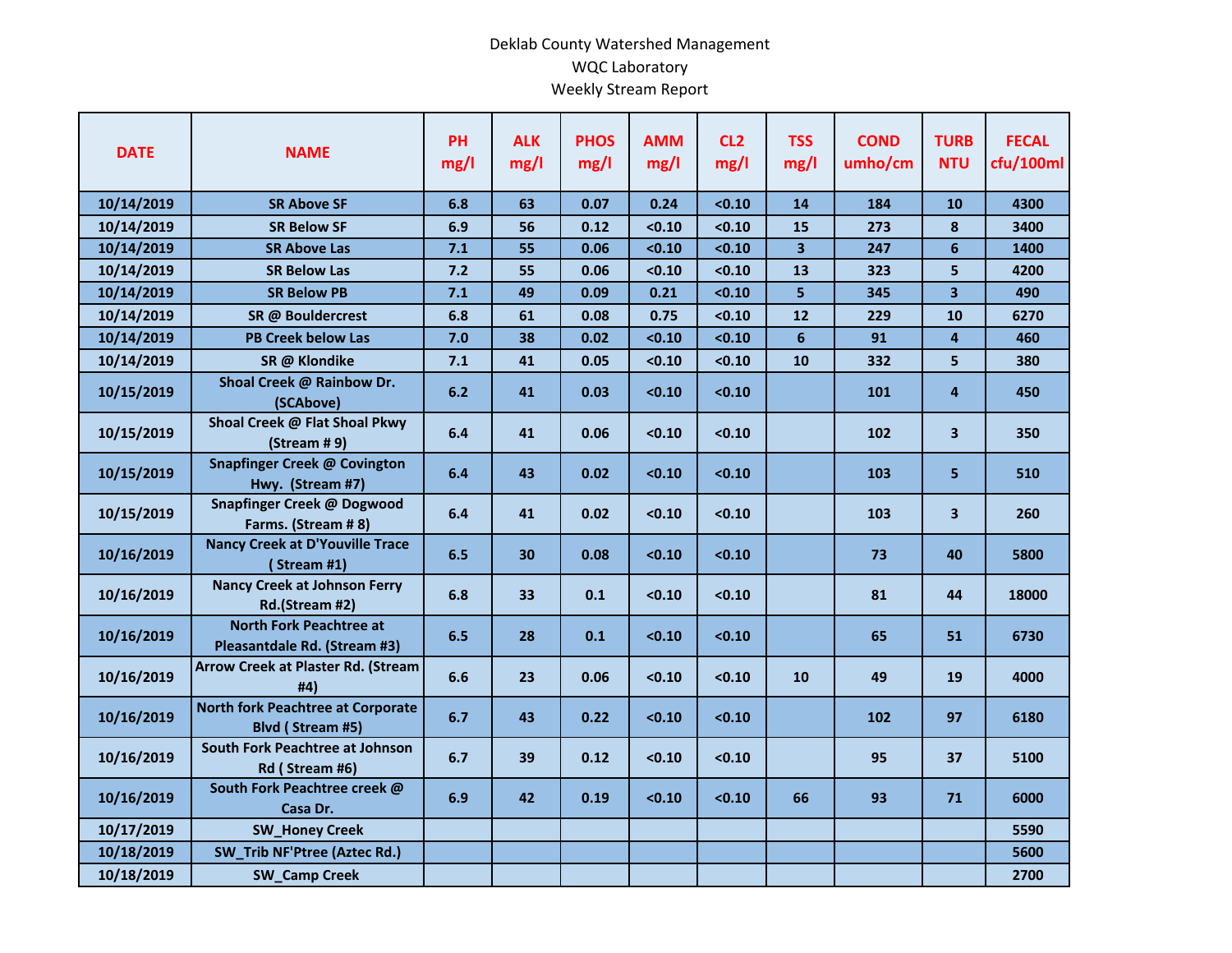Deklab County Watershed Management
WQC Laboratory
Weekly Stream Report

| DATE | NAME | PH mg/l | ALK mg/l | PHOS mg/l | AMM mg/l | CL2 mg/l | TSS mg/l | COND umho/cm | TURB NTU | FECAL cfu/100ml |
|---|---|---|---|---|---|---|---|---|---|---|
| 10/14/2019 | SR Above SF | 6.8 | 63 | 0.07 | 0.24 | <0.10 | 14 | 184 | 10 | 4300 |
| 10/14/2019 | SR Below SF | 6.9 | 56 | 0.12 | <0.10 | <0.10 | 15 | 273 | 8 | 3400 |
| 10/14/2019 | SR Above Las | 7.1 | 55 | 0.06 | <0.10 | <0.10 | 3 | 247 | 6 | 1400 |
| 10/14/2019 | SR Below Las | 7.2 | 55 | 0.06 | <0.10 | <0.10 | 13 | 323 | 5 | 4200 |
| 10/14/2019 | SR Below PB | 7.1 | 49 | 0.09 | 0.21 | <0.10 | 5 | 345 | 3 | 490 |
| 10/14/2019 | SR @ Bouldercrest | 6.8 | 61 | 0.08 | 0.75 | <0.10 | 12 | 229 | 10 | 6270 |
| 10/14/2019 | PB Creek below Las | 7.0 | 38 | 0.02 | <0.10 | <0.10 | 6 | 91 | 4 | 460 |
| 10/14/2019 | SR @ Klondike | 7.1 | 41 | 0.05 | <0.10 | <0.10 | 10 | 332 | 5 | 380 |
| 10/15/2019 | Shoal Creek @ Rainbow Dr. (SCAbove) | 6.2 | 41 | 0.03 | <0.10 | <0.10 | | 101 | 4 | 450 |
| 10/15/2019 | Shoal Creek @ Flat Shoal Pkwy (Stream # 9) | 6.4 | 41 | 0.06 | <0.10 | <0.10 | | 102 | 3 | 350 |
| 10/15/2019 | Snapfinger Creek @ Covington Hwy. (Stream #7) | 6.4 | 43 | 0.02 | <0.10 | <0.10 | | 103 | 5 | 510 |
| 10/15/2019 | Snapfinger Creek @ Dogwood Farms. (Stream # 8) | 6.4 | 41 | 0.02 | <0.10 | <0.10 | | 103 | 3 | 260 |
| 10/16/2019 | Nancy Creek at D'Youville Trace ( Stream #1) | 6.5 | 30 | 0.08 | <0.10 | <0.10 | | 73 | 40 | 5800 |
| 10/16/2019 | Nancy Creek at Johnson Ferry Rd.(Stream #2) | 6.8 | 33 | 0.1 | <0.10 | <0.10 | | 81 | 44 | 18000 |
| 10/16/2019 | North Fork Peachtree at Pleasantdale Rd. (Stream #3) | 6.5 | 28 | 0.1 | <0.10 | <0.10 | | 65 | 51 | 6730 |
| 10/16/2019 | Arrow Creek at Plaster Rd. (Stream #4) | 6.6 | 23 | 0.06 | <0.10 | <0.10 | 10 | 49 | 19 | 4000 |
| 10/16/2019 | North fork Peachtree at Corporate Blvd ( Stream #5) | 6.7 | 43 | 0.22 | <0.10 | <0.10 | | 102 | 97 | 6180 |
| 10/16/2019 | South Fork Peachtree at Johnson Rd ( Stream #6) | 6.7 | 39 | 0.12 | <0.10 | <0.10 | | 95 | 37 | 5100 |
| 10/16/2019 | South Fork Peachtree creek @ Casa Dr. | 6.9 | 42 | 0.19 | <0.10 | <0.10 | 66 | 93 | 71 | 6000 |
| 10/17/2019 | SW_Honey Creek | | | | | | | | | 5590 |
| 10/18/2019 | SW_Trib NF'Ptree (Aztec Rd.) | | | | | | | | | 5600 |
| 10/18/2019 | SW_Camp Creek | | | | | | | | | 2700 |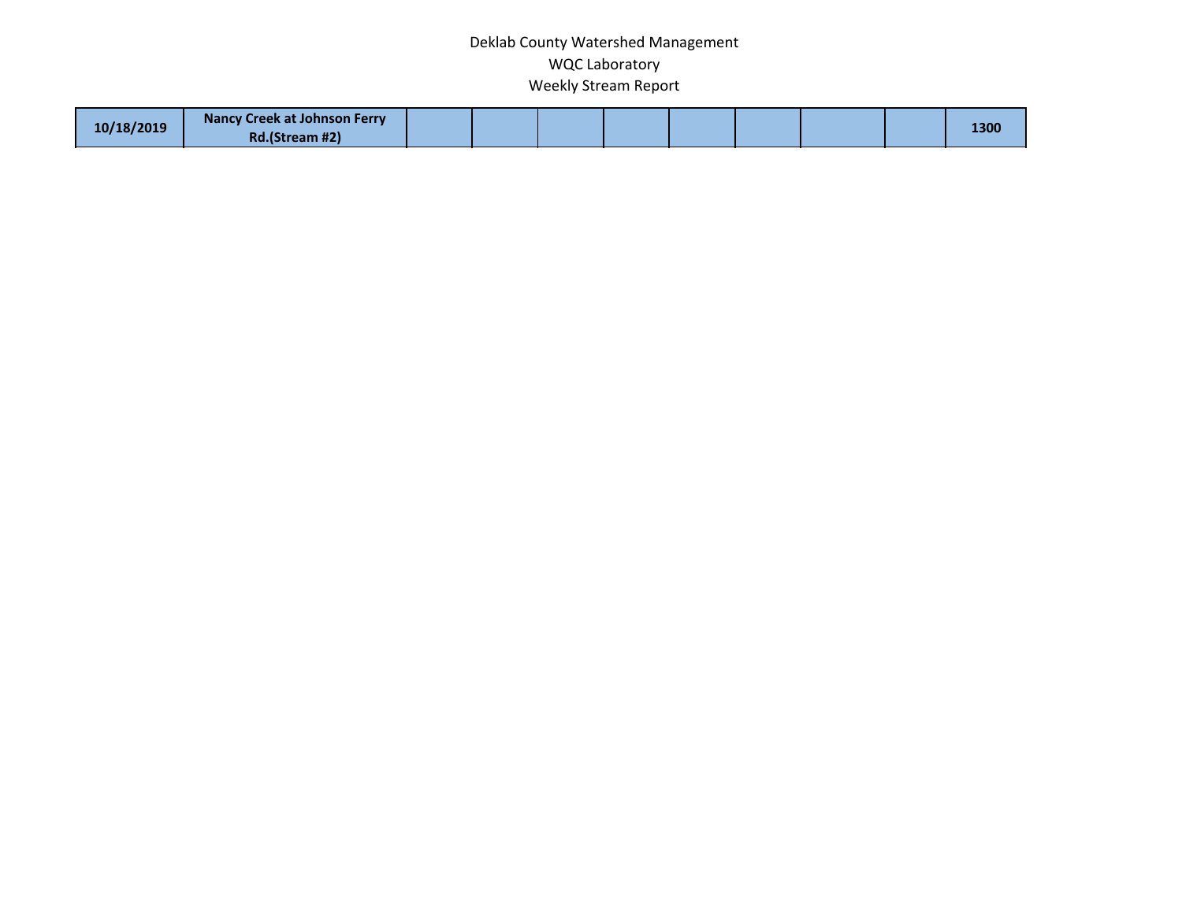Deklab County Watershed Management

WQC Laboratory

Weekly Stream Report

| | | | | | | | | | | |
|---|---|---|---|---|---|---|---|---|---|---|
| **10/18/2019** | **Nancy Creek at Johnson Ferry Rd.(Stream #2)** | | | | | | | | | **1300** |